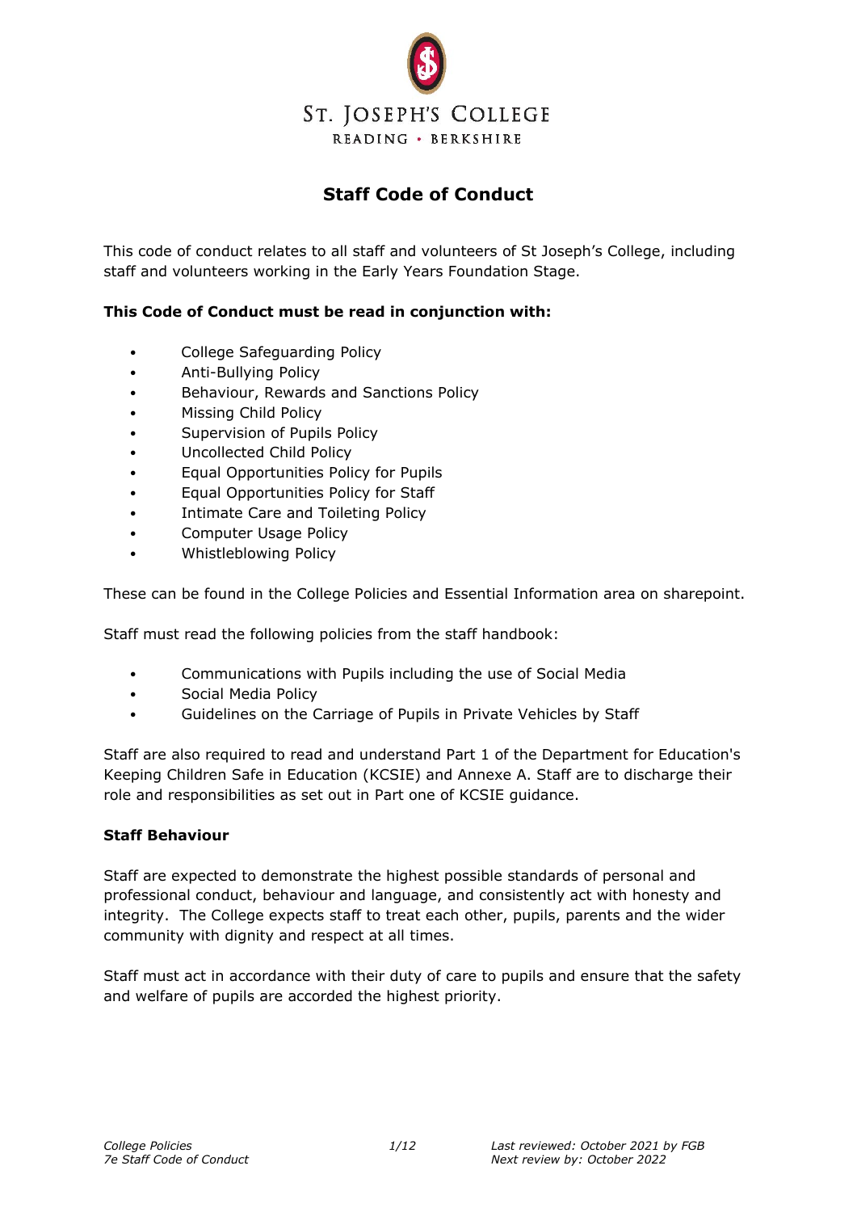ST. JOSEPH'S COLLEGE
READING • BERKSHIRE

# Staff Code of Conduct

This code of conduct relates to all staff and volunteers of St Joseph's College, including staff and volunteers working in the Early Years Foundation Stage.

**This Code of Conduct must be read in conjunction with:**

- College Safeguarding Policy
- Anti-Bullying Policy
- Behaviour, Rewards and Sanctions Policy
- Missing Child Policy
- Supervision of Pupils Policy
- Uncollected Child Policy
- Equal Opportunities Policy for Pupils
- Equal Opportunities Policy for Staff
- Intimate Care and Toileting Policy
- Computer Usage Policy
- Whistleblowing Policy

These can be found in the College Policies and Essential Information area on sharepoint.

Staff must read the following policies from the staff handbook:

- Communications with Pupils including the use of Social Media
- Social Media Policy
- Guidelines on the Carriage of Pupils in Private Vehicles by Staff

Staff are also required to read and understand Part 1 of the Department for Education's Keeping Children Safe in Education (KCSIE) and Annexe A. Staff are to discharge their role and responsibilities as set out in Part one of KCSIE guidance.

**Staff Behaviour**

Staff are expected to demonstrate the highest possible standards of personal and professional conduct, behaviour and language, and consistently act with honesty and integrity. The College expects staff to treat each other, pupils, parents and the wider community with dignity and respect at all times.

Staff must act in accordance with their duty of care to pupils and ensure that the safety and welfare of pupils are accorded the highest priority.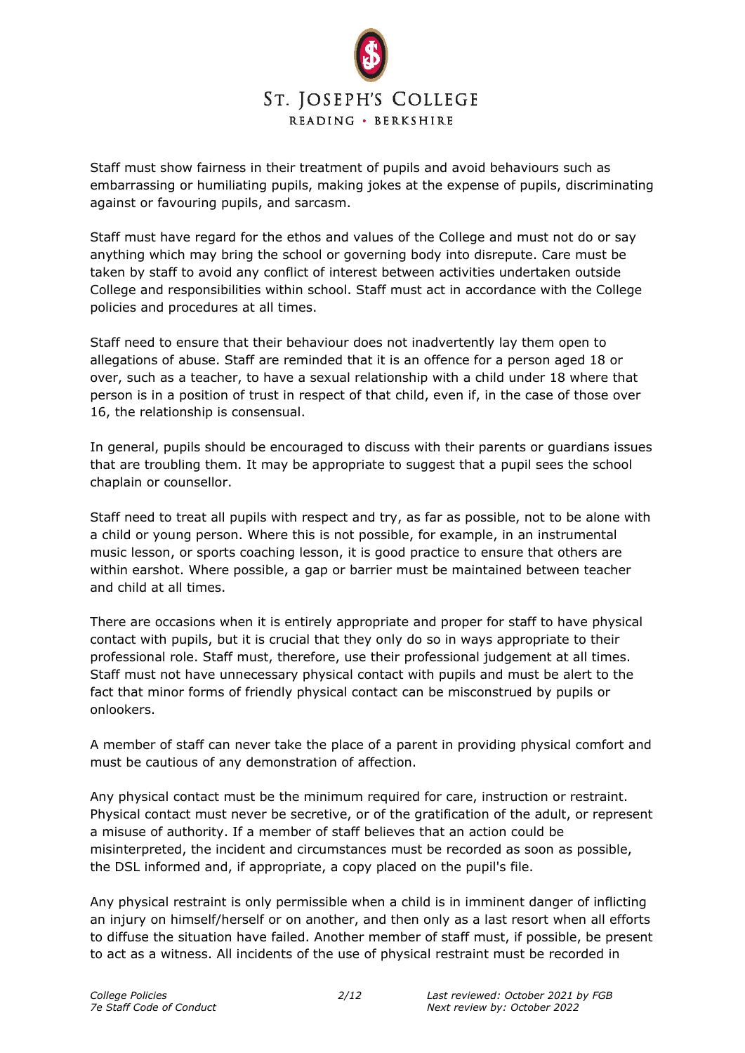Staff must show fairness in their treatment of pupils and avoid behaviours such as embarrassing or humiliating pupils, making jokes at the expense of pupils, discriminating against or favouring pupils, and sarcasm.

Staff must have regard for the ethos and values of the College and must not do or say anything which may bring the school or governing body into disrepute. Care must be taken by staff to avoid any conflict of interest between activities undertaken outside College and responsibilities within school. Staff must act in accordance with the College policies and procedures at all times.

Staff need to ensure that their behaviour does not inadvertently lay them open to allegations of abuse. Staff are reminded that it is an offence for a person aged 18 or over, such as a teacher, to have a sexual relationship with a child under 18 where that person is in a position of trust in respect of that child, even if, in the case of those over 16, the relationship is consensual.

In general, pupils should be encouraged to discuss with their parents or guardians issues that are troubling them. It may be appropriate to suggest that a pupil sees the school chaplain or counsellor.

Staff need to treat all pupils with respect and try, as far as possible, not to be alone with a child or young person. Where this is not possible, for example, in an instrumental music lesson, or sports coaching lesson, it is good practice to ensure that others are within earshot. Where possible, a gap or barrier must be maintained between teacher and child at all times.

There are occasions when it is entirely appropriate and proper for staff to have physical contact with pupils, but it is crucial that they only do so in ways appropriate to their professional role. Staff must, therefore, use their professional judgement at all times. Staff must not have unnecessary physical contact with pupils and must be alert to the fact that minor forms of friendly physical contact can be misconstrued by pupils or onlookers.

A member of staff can never take the place of a parent in providing physical comfort and must be cautious of any demonstration of affection.

Any physical contact must be the minimum required for care, instruction or restraint. Physical contact must never be secretive, or of the gratification of the adult, or represent a misuse of authority. If a member of staff believes that an action could be misinterpreted, the incident and circumstances must be recorded as soon as possible, the DSL informed and, if appropriate, a copy placed on the pupil's file.

Any physical restraint is only permissible when a child is in imminent danger of inflicting an injury on himself/herself or on another, and then only as a last resort when all efforts to diffuse the situation have failed. Another member of staff must, if possible, be present to act as a witness. All incidents of the use of physical restraint must be recorded in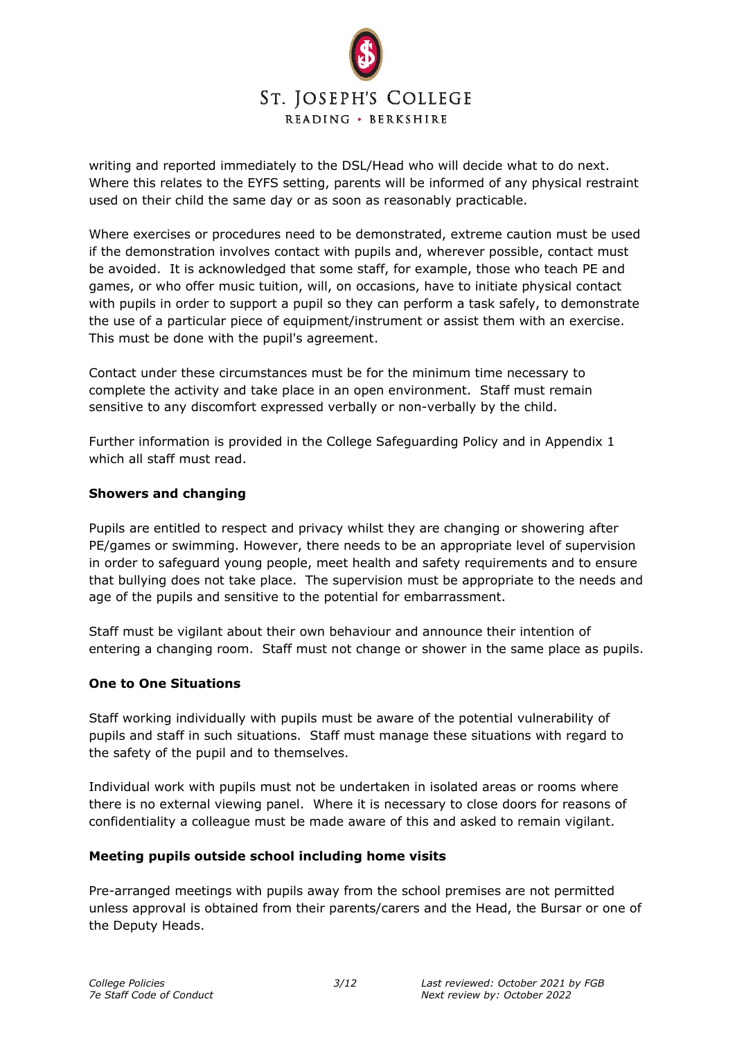writing and reported immediately to the DSL/Head who will decide what to do next. Where this relates to the EYFS setting, parents will be informed of any physical restraint used on their child the same day or as soon as reasonably practicable.

Where exercises or procedures need to be demonstrated, extreme caution must be used if the demonstration involves contact with pupils and, wherever possible, contact must be avoided. It is acknowledged that some staff, for example, those who teach PE and games, or who offer music tuition, will, on occasions, have to initiate physical contact with pupils in order to support a pupil so they can perform a task safely, to demonstrate the use of a particular piece of equipment/instrument or assist them with an exercise. This must be done with the pupil's agreement.

Contact under these circumstances must be for the minimum time necessary to complete the activity and take place in an open environment. Staff must remain sensitive to any discomfort expressed verbally or non-verbally by the child.

Further information is provided in the College Safeguarding Policy and in Appendix 1 which all staff must read.

**Showers and changing**

Pupils are entitled to respect and privacy whilst they are changing or showering after PE/games or swimming. However, there needs to be an appropriate level of supervision in order to safeguard young people, meet health and safety requirements and to ensure that bullying does not take place. The supervision must be appropriate to the needs and age of the pupils and sensitive to the potential for embarrassment.

Staff must be vigilant about their own behaviour and announce their intention of entering a changing room. Staff must not change or shower in the same place as pupils.

**One to One Situations**

Staff working individually with pupils must be aware of the potential vulnerability of pupils and staff in such situations. Staff must manage these situations with regard to the safety of the pupil and to themselves.

Individual work with pupils must not be undertaken in isolated areas or rooms where there is no external viewing panel. Where it is necessary to close doors for reasons of confidentiality a colleague must be made aware of this and asked to remain vigilant.

**Meeting pupils outside school including home visits**

Pre-arranged meetings with pupils away from the school premises are not permitted unless approval is obtained from their parents/carers and the Head, the Bursar or one of the Deputy Heads.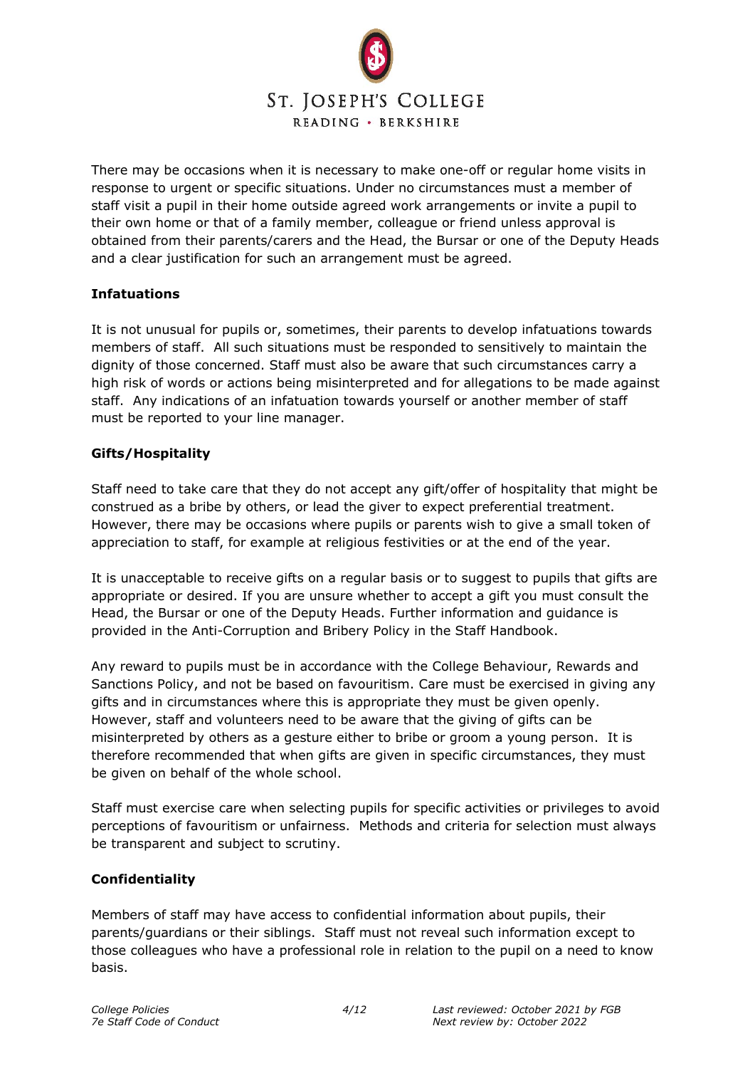There may be occasions when it is necessary to make one-off or regular home visits in response to urgent or specific situations. Under no circumstances must a member of staff visit a pupil in their home outside agreed work arrangements or invite a pupil to their own home or that of a family member, colleague or friend unless approval is obtained from their parents/carers and the Head, the Bursar or one of the Deputy Heads and a clear justification for such an arrangement must be agreed.

**Infatuations**

It is not unusual for pupils or, sometimes, their parents to develop infatuations towards members of staff. All such situations must be responded to sensitively to maintain the dignity of those concerned. Staff must also be aware that such circumstances carry a high risk of words or actions being misinterpreted and for allegations to be made against staff. Any indications of an infatuation towards yourself or another member of staff must be reported to your line manager.

**Gifts/Hospitality**

Staff need to take care that they do not accept any gift/offer of hospitality that might be construed as a bribe by others, or lead the giver to expect preferential treatment. However, there may be occasions where pupils or parents wish to give a small token of appreciation to staff, for example at religious festivities or at the end of the year.

It is unacceptable to receive gifts on a regular basis or to suggest to pupils that gifts are appropriate or desired. If you are unsure whether to accept a gift you must consult the Head, the Bursar or one of the Deputy Heads. Further information and guidance is provided in the Anti-Corruption and Bribery Policy in the Staff Handbook.

Any reward to pupils must be in accordance with the College Behaviour, Rewards and Sanctions Policy, and not be based on favouritism. Care must be exercised in giving any gifts and in circumstances where this is appropriate they must be given openly. However, staff and volunteers need to be aware that the giving of gifts can be misinterpreted by others as a gesture either to bribe or groom a young person. It is therefore recommended that when gifts are given in specific circumstances, they must be given on behalf of the whole school.

Staff must exercise care when selecting pupils for specific activities or privileges to avoid perceptions of favouritism or unfairness. Methods and criteria for selection must always be transparent and subject to scrutiny.

**Confidentiality**

Members of staff may have access to confidential information about pupils, their parents/guardians or their siblings. Staff must not reveal such information except to those colleagues who have a professional role in relation to the pupil on a need to know basis.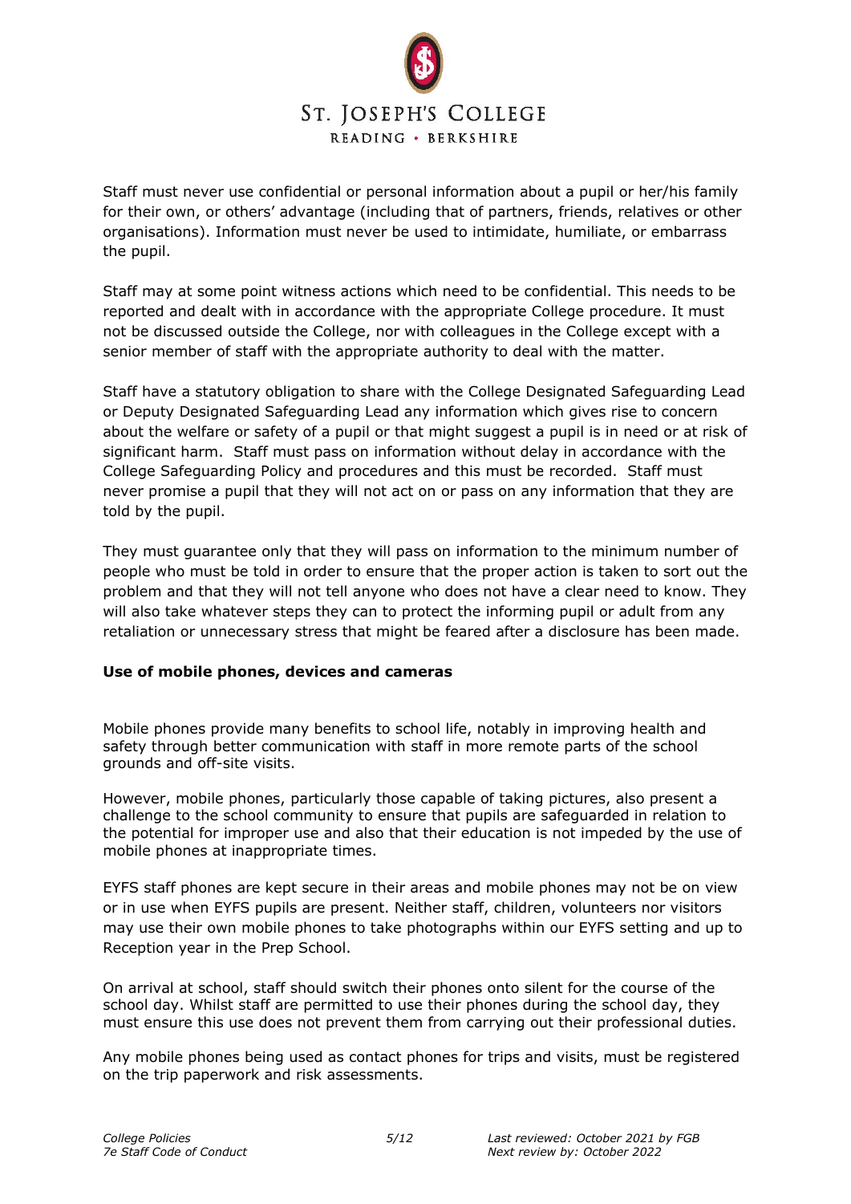Staff must never use confidential or personal information about a pupil or her/his family for their own, or others' advantage (including that of partners, friends, relatives or other organisations). Information must never be used to intimidate, humiliate, or embarrass the pupil.

Staff may at some point witness actions which need to be confidential. This needs to be reported and dealt with in accordance with the appropriate College procedure. It must not be discussed outside the College, nor with colleagues in the College except with a senior member of staff with the appropriate authority to deal with the matter.

Staff have a statutory obligation to share with the College Designated Safeguarding Lead or Deputy Designated Safeguarding Lead any information which gives rise to concern about the welfare or safety of a pupil or that might suggest a pupil is in need or at risk of significant harm. Staff must pass on information without delay in accordance with the College Safeguarding Policy and procedures and this must be recorded. Staff must never promise a pupil that they will not act on or pass on any information that they are told by the pupil.

They must guarantee only that they will pass on information to the minimum number of people who must be told in order to ensure that the proper action is taken to sort out the problem and that they will not tell anyone who does not have a clear need to know. They will also take whatever steps they can to protect the informing pupil or adult from any retaliation or unnecessary stress that might be feared after a disclosure has been made.

**Use of mobile phones, devices and cameras**

Mobile phones provide many benefits to school life, notably in improving health and safety through better communication with staff in more remote parts of the school grounds and off-site visits.

However, mobile phones, particularly those capable of taking pictures, also present a challenge to the school community to ensure that pupils are safeguarded in relation to the potential for improper use and also that their education is not impeded by the use of mobile phones at inappropriate times.

EYFS staff phones are kept secure in their areas and mobile phones may not be on view or in use when EYFS pupils are present. Neither staff, children, volunteers nor visitors may use their own mobile phones to take photographs within our EYFS setting and up to Reception year in the Prep School.

On arrival at school, staff should switch their phones onto silent for the course of the school day. Whilst staff are permitted to use their phones during the school day, they must ensure this use does not prevent them from carrying out their professional duties.

Any mobile phones being used as contact phones for trips and visits, must be registered on the trip paperwork and risk assessments.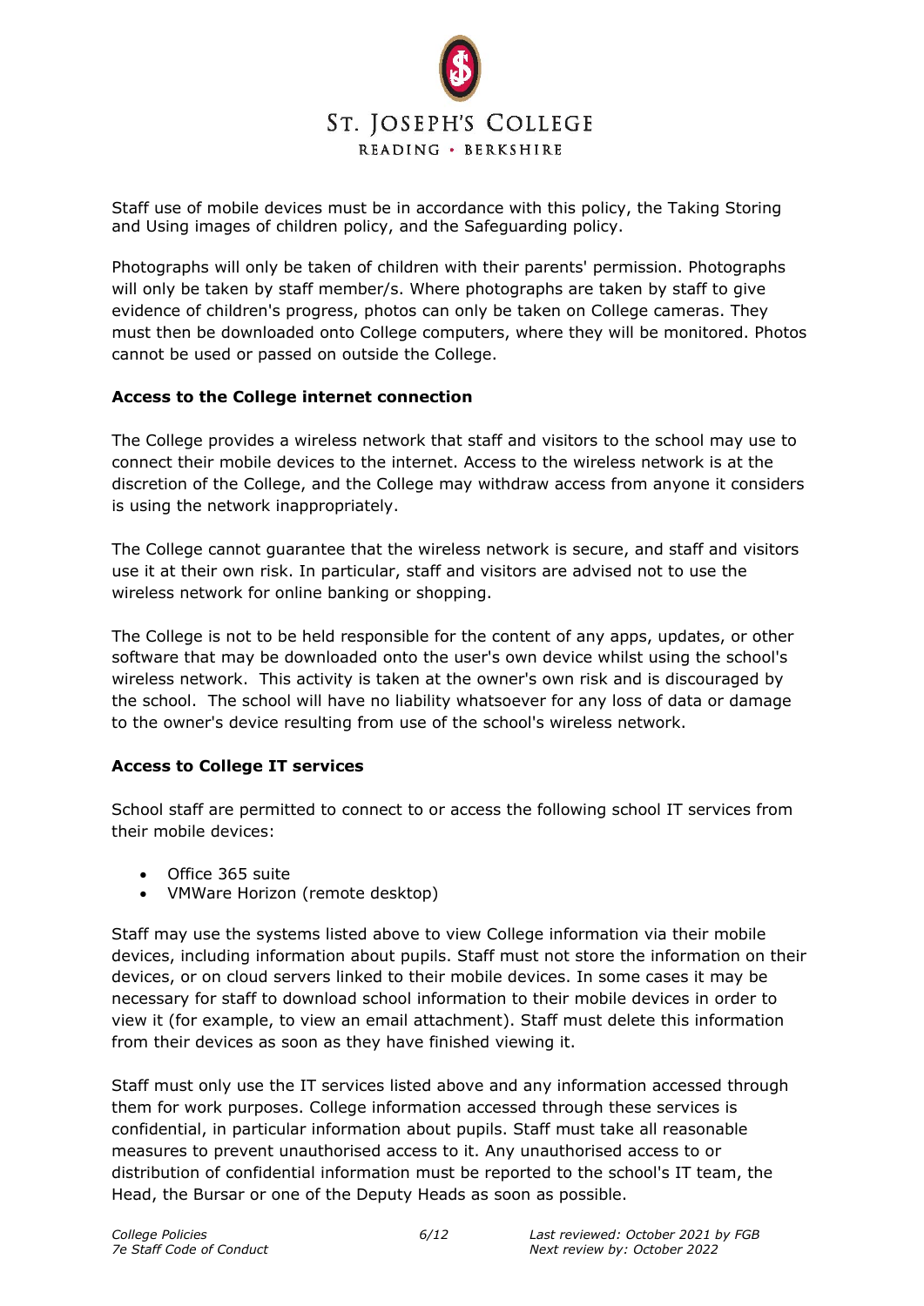Staff use of mobile devices must be in accordance with this policy, the Taking Storing and Using images of children policy, and the Safeguarding policy.

Photographs will only be taken of children with their parents' permission. Photographs will only be taken by staff member/s. Where photographs are taken by staff to give evidence of children's progress, photos can only be taken on College cameras. They must then be downloaded onto College computers, where they will be monitored. Photos cannot be used or passed on outside the College.

**Access to the College internet connection**

The College provides a wireless network that staff and visitors to the school may use to connect their mobile devices to the internet. Access to the wireless network is at the discretion of the College, and the College may withdraw access from anyone it considers is using the network inappropriately.

The College cannot guarantee that the wireless network is secure, and staff and visitors use it at their own risk. In particular, staff and visitors are advised not to use the wireless network for online banking or shopping.

The College is not to be held responsible for the content of any apps, updates, or other software that may be downloaded onto the user's own device whilst using the school's wireless network. This activity is taken at the owner's own risk and is discouraged by the school. The school will have no liability whatsoever for any loss of data or damage to the owner's device resulting from use of the school's wireless network.

**Access to College IT services**

School staff are permitted to connect to or access the following school IT services from their mobile devices:

- Office 365 suite
- VMWare Horizon (remote desktop)

Staff may use the systems listed above to view College information via their mobile devices, including information about pupils. Staff must not store the information on their devices, or on cloud servers linked to their mobile devices. In some cases it may be necessary for staff to download school information to their mobile devices in order to view it (for example, to view an email attachment). Staff must delete this information from their devices as soon as they have finished viewing it.

Staff must only use the IT services listed above and any information accessed through them for work purposes. College information accessed through these services is confidential, in particular information about pupils. Staff must take all reasonable measures to prevent unauthorised access to it. Any unauthorised access to or distribution of confidential information must be reported to the school's IT team, the Head, the Bursar or one of the Deputy Heads as soon as possible.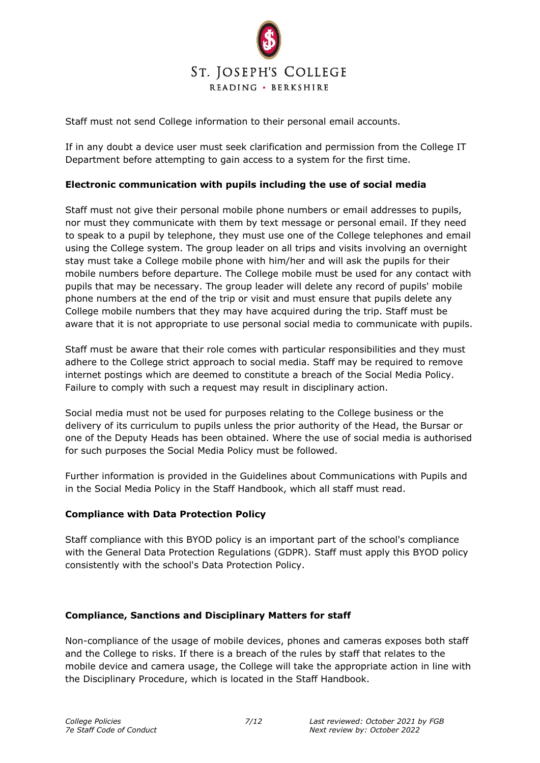Staff must not send College information to their personal email accounts.

If in any doubt a device user must seek clarification and permission from the College IT Department before attempting to gain access to a system for the first time.

**Electronic communication with pupils including the use of social media**

Staff must not give their personal mobile phone numbers or email addresses to pupils, nor must they communicate with them by text message or personal email. If they need to speak to a pupil by telephone, they must use one of the College telephones and email using the College system. The group leader on all trips and visits involving an overnight stay must take a College mobile phone with him/her and will ask the pupils for their mobile numbers before departure. The College mobile must be used for any contact with pupils that may be necessary. The group leader will delete any record of pupils' mobile phone numbers at the end of the trip or visit and must ensure that pupils delete any College mobile numbers that they may have acquired during the trip. Staff must be aware that it is not appropriate to use personal social media to communicate with pupils.

Staff must be aware that their role comes with particular responsibilities and they must adhere to the College strict approach to social media. Staff may be required to remove internet postings which are deemed to constitute a breach of the Social Media Policy. Failure to comply with such a request may result in disciplinary action.

Social media must not be used for purposes relating to the College business or the delivery of its curriculum to pupils unless the prior authority of the Head, the Bursar or one of the Deputy Heads has been obtained. Where the use of social media is authorised for such purposes the Social Media Policy must be followed.

Further information is provided in the Guidelines about Communications with Pupils and in the Social Media Policy in the Staff Handbook, which all staff must read.

**Compliance with Data Protection Policy**

Staff compliance with this BYOD policy is an important part of the school's compliance with the General Data Protection Regulations (GDPR). Staff must apply this BYOD policy consistently with the school's Data Protection Policy.

**Compliance, Sanctions and Disciplinary Matters for staff**

Non-compliance of the usage of mobile devices, phones and cameras exposes both staff and the College to risks. If there is a breach of the rules by staff that relates to the mobile device and camera usage, the College will take the appropriate action in line with the Disciplinary Procedure, which is located in the Staff Handbook.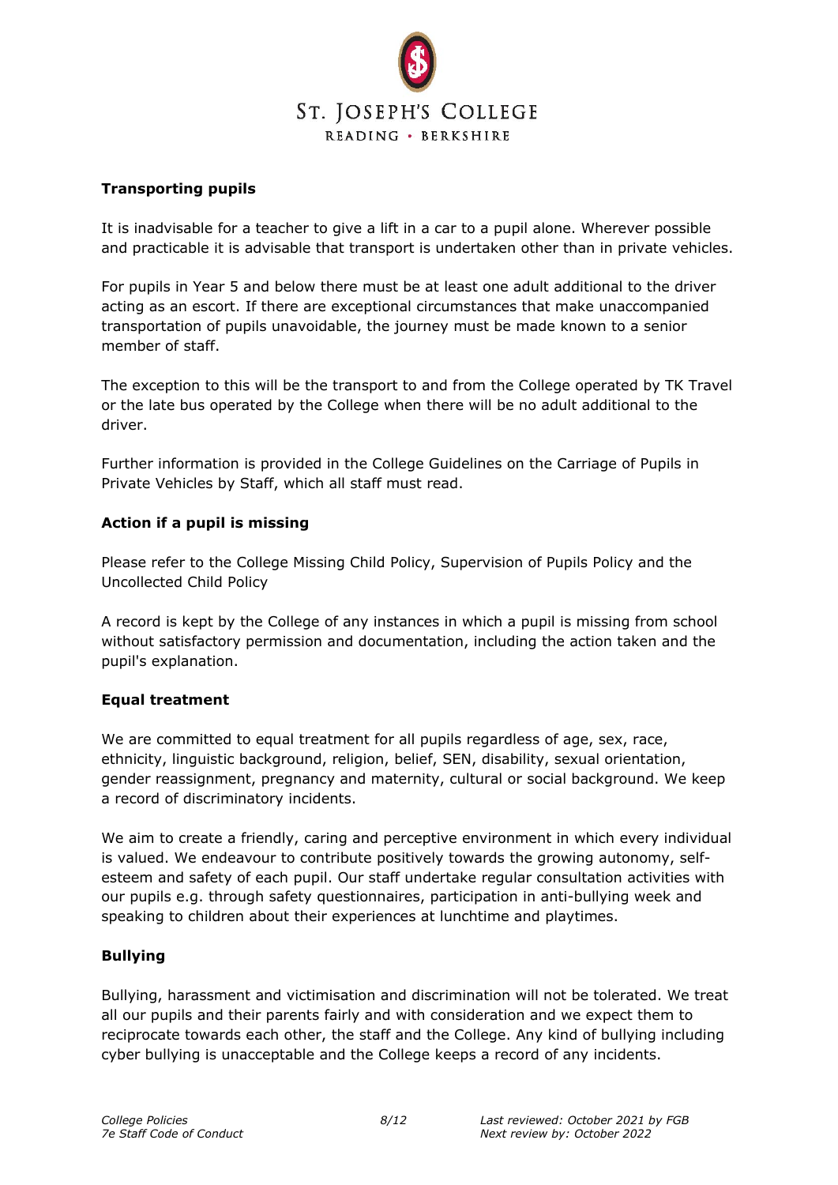**Transporting pupils**

It is inadvisable for a teacher to give a lift in a car to a pupil alone. Wherever possible and practicable it is advisable that transport is undertaken other than in private vehicles.

For pupils in Year 5 and below there must be at least one adult additional to the driver acting as an escort. If there are exceptional circumstances that make unaccompanied transportation of pupils unavoidable, the journey must be made known to a senior member of staff.

The exception to this will be the transport to and from the College operated by TK Travel or the late bus operated by the College when there will be no adult additional to the driver.

Further information is provided in the College Guidelines on the Carriage of Pupils in Private Vehicles by Staff, which all staff must read.

**Action if a pupil is missing**

Please refer to the College Missing Child Policy, Supervision of Pupils Policy and the Uncollected Child Policy

A record is kept by the College of any instances in which a pupil is missing from school without satisfactory permission and documentation, including the action taken and the pupil's explanation.

**Equal treatment**

We are committed to equal treatment for all pupils regardless of age, sex, race, ethnicity, linguistic background, religion, belief, SEN, disability, sexual orientation, gender reassignment, pregnancy and maternity, cultural or social background. We keep a record of discriminatory incidents.

We aim to create a friendly, caring and perceptive environment in which every individual is valued. We endeavour to contribute positively towards the growing autonomy, self-esteem and safety of each pupil. Our staff undertake regular consultation activities with our pupils e.g. through safety questionnaires, participation in anti-bullying week and speaking to children about their experiences at lunchtime and playtimes.

**Bullying**

Bullying, harassment and victimisation and discrimination will not be tolerated. We treat all our pupils and their parents fairly and with consideration and we expect them to reciprocate towards each other, the staff and the College. Any kind of bullying including cyber bullying is unacceptable and the College keeps a record of any incidents.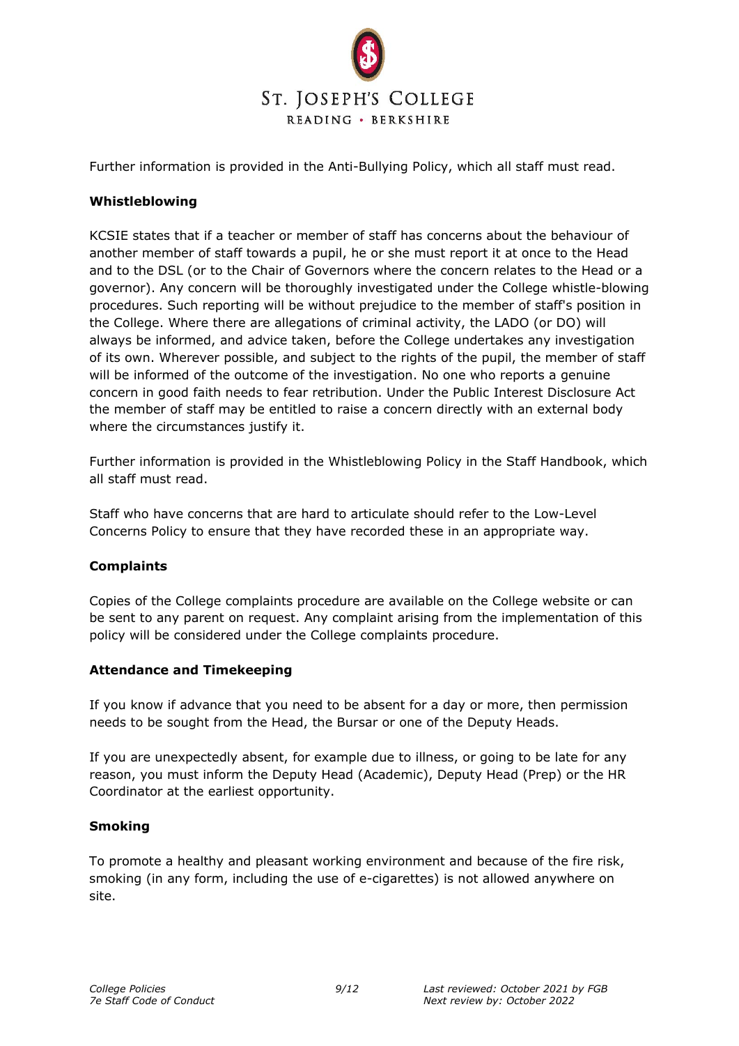Further information is provided in the Anti-Bullying Policy, which all staff must read.

**Whistleblowing**

KCSIE states that if a teacher or member of staff has concerns about the behaviour of another member of staff towards a pupil, he or she must report it at once to the Head and to the DSL (or to the Chair of Governors where the concern relates to the Head or a governor). Any concern will be thoroughly investigated under the College whistle-blowing procedures. Such reporting will be without prejudice to the member of staff's position in the College. Where there are allegations of criminal activity, the LADO (or DO) will always be informed, and advice taken, before the College undertakes any investigation of its own. Wherever possible, and subject to the rights of the pupil, the member of staff will be informed of the outcome of the investigation. No one who reports a genuine concern in good faith needs to fear retribution. Under the Public Interest Disclosure Act the member of staff may be entitled to raise a concern directly with an external body where the circumstances justify it.

Further information is provided in the Whistleblowing Policy in the Staff Handbook, which all staff must read.

Staff who have concerns that are hard to articulate should refer to the Low-Level Concerns Policy to ensure that they have recorded these in an appropriate way.

**Complaints**

Copies of the College complaints procedure are available on the College website or can be sent to any parent on request. Any complaint arising from the implementation of this policy will be considered under the College complaints procedure.

**Attendance and Timekeeping**

If you know if advance that you need to be absent for a day or more, then permission needs to be sought from the Head, the Bursar or one of the Deputy Heads.

If you are unexpectedly absent, for example due to illness, or going to be late for any reason, you must inform the Deputy Head (Academic), Deputy Head (Prep) or the HR Coordinator at the earliest opportunity.

**Smoking**

To promote a healthy and pleasant working environment and because of the fire risk, smoking (in any form, including the use of e-cigarettes) is not allowed anywhere on site.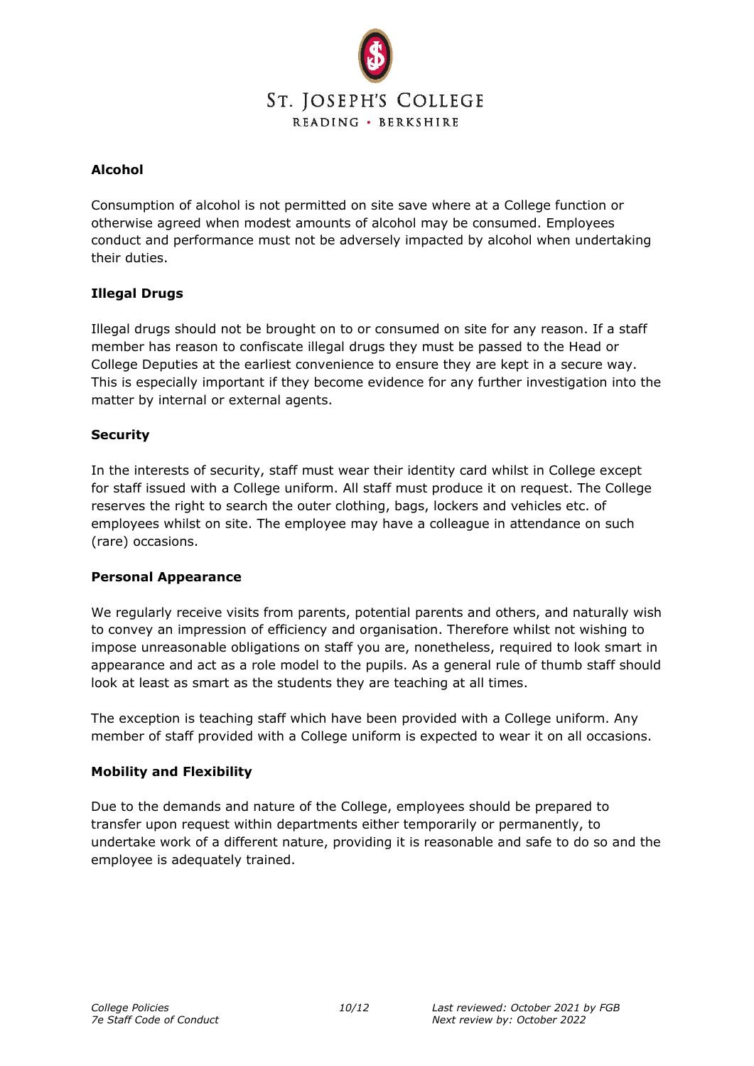### Alcohol

Consumption of alcohol is not permitted on site save where at a College function or otherwise agreed when modest amounts of alcohol may be consumed. Employees conduct and performance must not be adversely impacted by alcohol when undertaking their duties.

### Illegal Drugs

Illegal drugs should not be brought on to or consumed on site for any reason. If a staff member has reason to confiscate illegal drugs they must be passed to the Head or College Deputies at the earliest convenience to ensure they are kept in a secure way. This is especially important if they become evidence for any further investigation into the matter by internal or external agents.

### Security

In the interests of security, staff must wear their identity card whilst in College except for staff issued with a College uniform. All staff must produce it on request. The College reserves the right to search the outer clothing, bags, lockers and vehicles etc. of employees whilst on site. The employee may have a colleague in attendance on such (rare) occasions.

### Personal Appearance

We regularly receive visits from parents, potential parents and others, and naturally wish to convey an impression of efficiency and organisation. Therefore whilst not wishing to impose unreasonable obligations on staff you are, nonetheless, required to look smart in appearance and act as a role model to the pupils. As a general rule of thumb staff should look at least as smart as the students they are teaching at all times.

The exception is teaching staff which have been provided with a College uniform. Any member of staff provided with a College uniform is expected to wear it on all occasions.

### Mobility and Flexibility

Due to the demands and nature of the College, employees should be prepared to transfer upon request within departments either temporarily or permanently, to undertake work of a different nature, providing it is reasonable and safe to do so and the employee is adequately trained.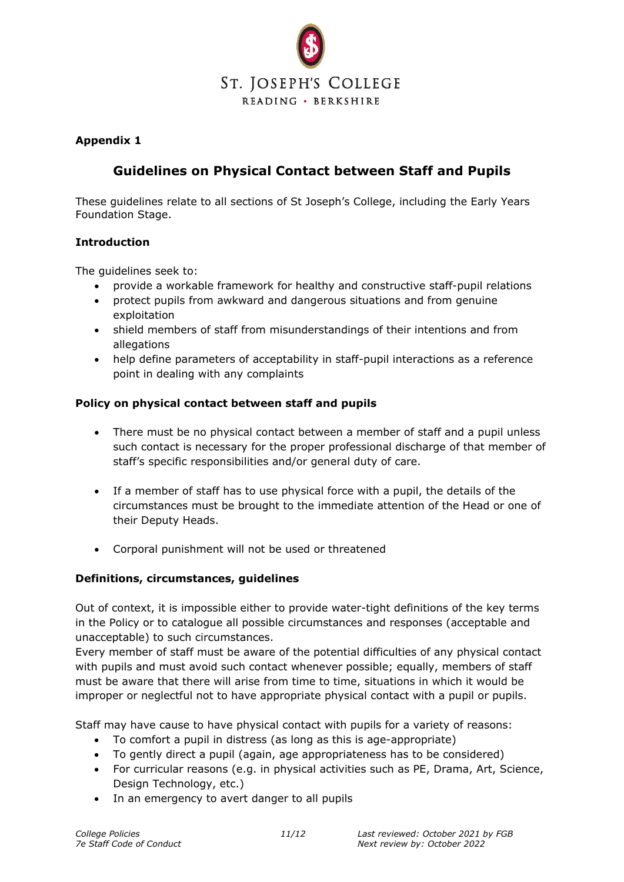**Appendix 1**

## Guidelines on Physical Contact between Staff and Pupils

These guidelines relate to all sections of St Joseph's College, including the Early Years Foundation Stage.

**Introduction**

The guidelines seek to:

- provide a workable framework for healthy and constructive staff-pupil relations
- protect pupils from awkward and dangerous situations and from genuine exploitation
- shield members of staff from misunderstandings of their intentions and from allegations
- help define parameters of acceptability in staff-pupil interactions as a reference point in dealing with any complaints

**Policy on physical contact between staff and pupils**

- There must be no physical contact between a member of staff and a pupil unless such contact is necessary for the proper professional discharge of that member of staff's specific responsibilities and/or general duty of care.
- If a member of staff has to use physical force with a pupil, the details of the circumstances must be brought to the immediate attention of the Head or one of their Deputy Heads.
- Corporal punishment will not be used or threatened

**Definitions, circumstances, guidelines**

Out of context, it is impossible either to provide water-tight definitions of the key terms in the Policy or to catalogue all possible circumstances and responses (acceptable and unacceptable) to such circumstances.
Every member of staff must be aware of the potential difficulties of any physical contact with pupils and must avoid such contact whenever possible; equally, members of staff must be aware that there will arise from time to time, situations in which it would be improper or neglectful not to have appropriate physical contact with a pupil or pupils.

Staff may have cause to have physical contact with pupils for a variety of reasons:

- To comfort a pupil in distress (as long as this is age-appropriate)
- To gently direct a pupil (again, age appropriateness has to be considered)
- For curricular reasons (e.g. in physical activities such as PE, Drama, Art, Science, Design Technology, etc.)
- In an emergency to avert danger to all pupils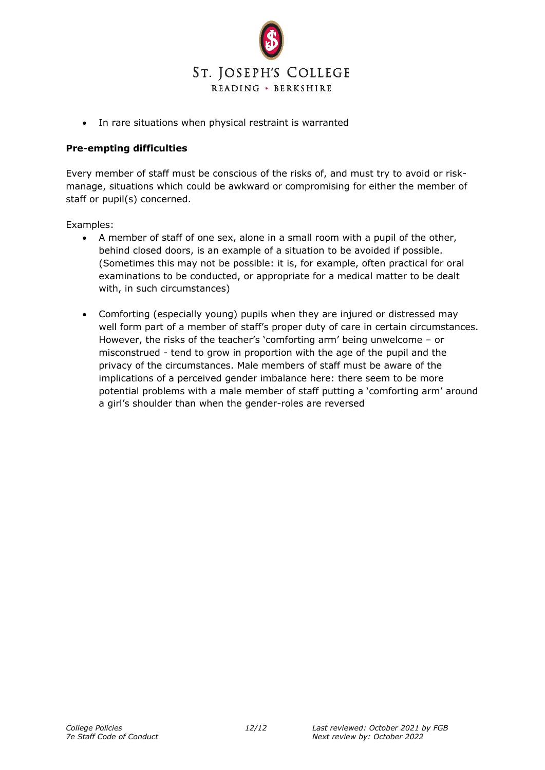- In rare situations when physical restraint is warranted

**Pre-empting difficulties**

Every member of staff must be conscious of the risks of, and must try to avoid or risk-manage, situations which could be awkward or compromising for either the member of staff or pupil(s) concerned.

Examples:

- A member of staff of one sex, alone in a small room with a pupil of the other, behind closed doors, is an example of a situation to be avoided if possible. (Sometimes this may not be possible: it is, for example, often practical for oral examinations to be conducted, or appropriate for a medical matter to be dealt with, in such circumstances)

- Comforting (especially young) pupils when they are injured or distressed may well form part of a member of staff's proper duty of care in certain circumstances. However, the risks of the teacher's 'comforting arm' being unwelcome – or misconstrued - tend to grow in proportion with the age of the pupil and the privacy of the circumstances. Male members of staff must be aware of the implications of a perceived gender imbalance here: there seem to be more potential problems with a male member of staff putting a 'comforting arm' around a girl's shoulder than when the gender-roles are reversed